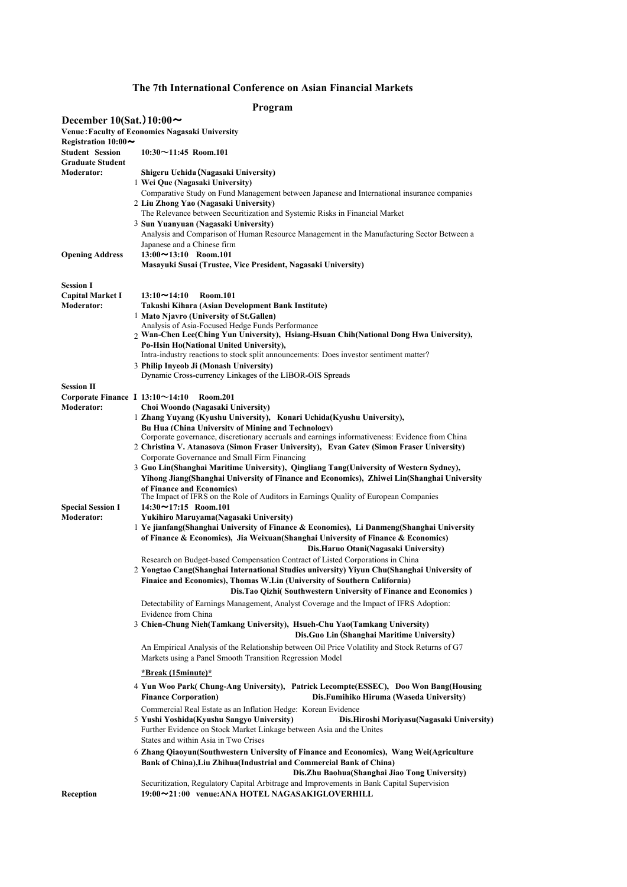# The 7th International Conference on Asian Financial Markets

## Program

### December 10(Sat.)10:00～

**Venue：Faculty of Economics Nagasaki University**

**Registration 10:00～**

**Student Session** **10:30～11:45 Room.101**

**Graduate Student**

**Moderator:** **Shigeru Uchida（Nagasaki University)**

1 **Wei Que (Nagasaki University)**
Comparative Study on Fund Management between Japanese and International insurance companies

2 **Liu Zhong Yao (Nagasaki University)**
The Relevance between Securitization and Systemic Risks in Financial Market

3 **Sun Yuanyuan (Nagasaki University)**
Analysis and Comparison of Human Resource Management in the Manufacturing Sector Between a Japanese and a Chinese firm

**Opening Address** **13:00～13:10 Room.101**
**Masayuki Susai (Trustee, Vice President, Nagasaki University)**

**Session I**

**Capital Market I** **13:10～14:10 Room.101**

**Moderator:** **Takashi Kihara (Asian Development Bank Institute)**

1 **Mato Njavro (University of St.Gallen)**
Analysis of Asia-Focused Hedge Funds Performance

2 **Wan-Chen Lee(Ching Yun University), Hsiang-Hsuan Chih(National Dong Hwa University), Po-Hsin Ho(National United University),**
Intra-industry reactions to stock split announcements: Does investor sentiment matter?

3 **Philip Inyeob Ji (Monash University)**
Dynamic Cross-currency Linkages of the LIBOR-OIS Spreads

**Session II**

**Corporate Finance I** **13:10～14:10 Room.201**

**Moderator:** **Choi Woondo (Nagasaki University)**

1 **Zhang Yuyang (Kyushu University), Konari Uchida(Kyushu University), Bu Hua (China University of Mining and Technology)**
Corporate governance, discretionary accruals and earnings informativeness: Evidence from China

2 **Christina V. Atanasova (Simon Fraser University), Evan Gatev (Simon Fraser University)**
Corporate Governance and Small Firm Financing

3 **Guo Lin(Shanghai Maritime University), Qingliang Tang(University of Western Sydney), Yihong Jiang(Shanghai University of Finance and Economics), Zhiwei Lin(Shanghai University of Finance and Economics)**
The Impact of IFRS on the Role of Auditors in Earnings Quality of European Companies

**Special Session I** **14:30～17:15 Room.101**

**Moderator:** **Yukihiro Maruyama(Nagasaki University)**

1 **Ye jianfang(Shanghai University of Finance & Economics), Li Danmeng(Shanghai University of Finance & Economics), Jia Weixuan(Shanghai University of Finance & Economics)**
**Dis.Haruo Otani(Nagasaki University)**
Research on Budget-based Compensation Contract of Listed Corporations in China

2 **Yongtao Cang(Shanghai International Studies university) Yiyun Chu(Shanghai University of Finaice and Economics), Thomas W.Lin (University of Southern California)**
**Dis.Tao Qizhi( Southwestern University of Finance and Economics )**
Detectability of Earnings Management, Analyst Coverage and the Impact of IFRS Adoption: Evidence from China

3 **Chien-Chung Nieh(Tamkang University), Hsueh-Chu Yao(Tamkang University)**
**Dis.Guo Lin（Shanghai Maritime University）**
An Empirical Analysis of the Relationship between Oil Price Volatility and Stock Returns of G7 Markets using a Panel Smooth Transition Regression Model

***Break (15minute)***

4 **Yun Woo Park( Chung-Ang University), Patrick Lecompte(ESSEC), Doo Won Bang(Housing Finance Corporation)** **Dis.Fumihiko Hiruma (Waseda University)**
Commercial Real Estate as an Inflation Hedge: Korean Evidence

5 **Yushi Yoshida(Kyushu Sangyo University)** **Dis.Hiroshi Moriyasu(Nagasaki University)**
Further Evidence on Stock Market Linkage between Asia and the Unites States and within Asia in Two Crises

6 **Zhang Qiaoyun(Southwestern University of Finance and Economics), Wang Wei(Agriculture Bank of China),Liu Zhihua(Industrial and Commercial Bank of China)**
**Dis.Zhu Baohua(Shanghai Jiao Tong University)**
Securitization, Regulatory Capital Arbitrage and Improvements in Bank Capital Supervision

**Reception** **19:00～21:00 venue:ANA HOTEL NAGASAKIGLOVERHILL**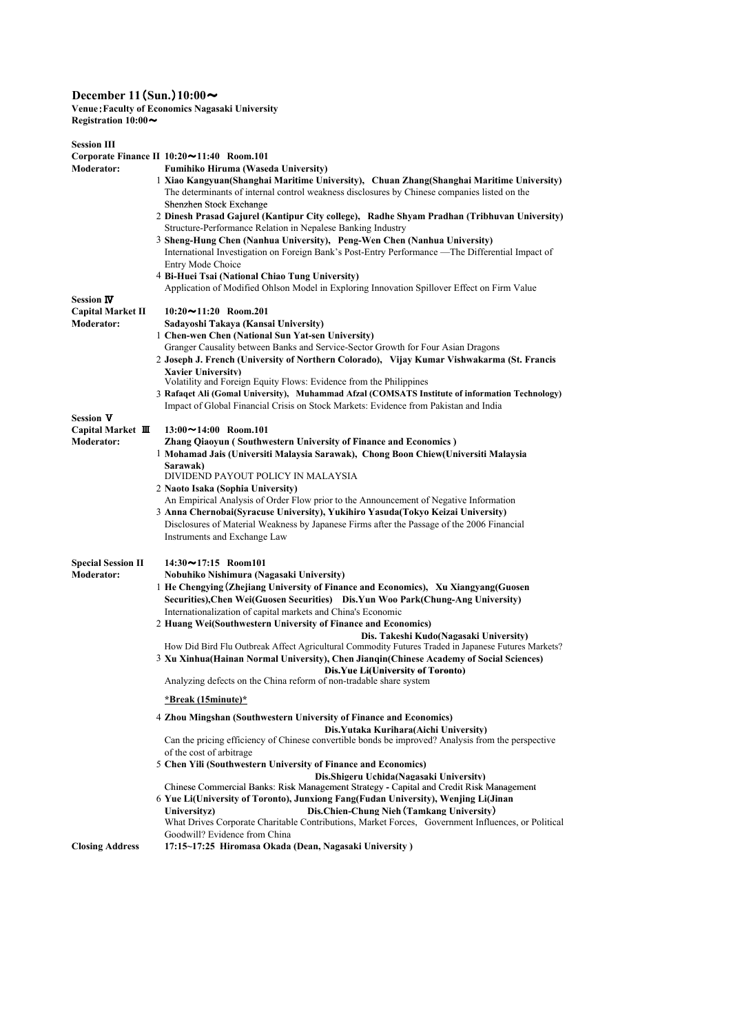**December 11（Sun.）10:00～**

**Venue：Faculty of Economics Nagasaki University**

**Registration 10:00～**

**Session III**

**Corporate Finance II 10:20～11:40 Room.101**

**Moderator:** **Fumihiko Hiruma (Waseda University)**

1. **Xiao Kangyuan(Shanghai Maritime University), Chuan Zhang(Shanghai Maritime University)**
   The determinants of internal control weakness disclosures by Chinese companies listed on the Shenzhen Stock Exchange
2. **Dinesh Prasad Gajurel (Kantipur City college), Radhe Shyam Pradhan (Tribhuvan University)**
   Structure-Performance Relation in Nepalese Banking Industry
3. **Sheng-Hung Chen (Nanhua University), Peng-Wen Chen (Nanhua University)**
   International Investigation on Foreign Bank's Post-Entry Performance —The Differential Impact of Entry Mode Choice
4. **Bi-Huei Tsai (National Chiao Tung University)**
   Application of Modified Ohlson Model in Exploring Innovation Spillover Effect on Firm Value

**Session Ⅳ**

**Capital Market II 10:20～11:20 Room.201**

**Moderator:** **Sadayoshi Takaya (Kansai University)**

1. **Chen-wen Chen (National Sun Yat-sen University)**
   Granger Causality between Banks and Service-Sector Growth for Four Asian Dragons
2. **Joseph J. French (University of Northern Colorado), Vijay Kumar Vishwakarma (St. Francis Xavier University)**
   Volatility and Foreign Equity Flows: Evidence from the Philippines
3. **Rafaqet Ali (Gomal University), Muhammad Afzal (COMSATS Institute of information Technology)**
   Impact of Global Financial Crisis on Stock Markets: Evidence from Pakistan and India

**Session Ⅴ**

**Capital Market Ⅲ 13:00～14:00 Room.101**

**Moderator:** **Zhang Qiaoyun ( Southwestern University of Finance and Economics )**

1. **Mohamad Jais (Universiti Malaysia Sarawak), Chong Boon Chiew(Universiti Malaysia Sarawak)**
   DIVIDEND PAYOUT POLICY IN MALAYSIA
2. **Naoto Isaka (Sophia University)**
   An Empirical Analysis of Order Flow prior to the Announcement of Negative Information
3. **Anna Chernobai(Syracuse University), Yukihiro Yasuda(Tokyo Keizai University)**
   Disclosures of Material Weakness by Japanese Firms after the Passage of the 2006 Financial Instruments and Exchange Law

**Special Session II 14:30～17:15 Room101**

**Moderator:** **Nobuhiko Nishimura (Nagasaki University)**

1. **He Chengying（Zhejiang University of Finance and Economics), Xu Xiangyang(Guosen Securities),Chen Wei(Guosen Securities) Dis.Yun Woo Park(Chung-Ang University)**
   Internationalization of capital markets and China's Economic
2. **Huang Wei(Southwestern University of Finance and Economics)**
   **Dis. Takeshi Kudo(Nagasaki University)**
   How Did Bird Flu Outbreak Affect Agricultural Commodity Futures Traded in Japanese Futures Markets?
3. **Xu Xinhua(Hainan Normal University), Chen Jianqin(Chinese Academy of Social Sciences)**
   **Dis.Yue Li(University of Toronto)**
   Analyzing defects on the China reform of non-tradable share system

   **\*Break (15minute)\***

4. **Zhou Mingshan (Southwestern University of Finance and Economics)**
   **Dis.Yutaka Kurihara(Aichi University)**
   Can the pricing efficiency of Chinese convertible bonds be improved? Analysis from the perspective of the cost of arbitrage
5. **Chen Yili (Southwestern University of Finance and Economics)**
   **Dis.Shigeru Uchida(Nagasaki University)**
   Chinese Commercial Banks: Risk Management Strategy - Capital and Credit Risk Management
6. **Yue Li(University of Toronto), Junxiong Fang(Fudan University), Wenjing Li(Jinan Universityz) Dis.Chien-Chung Nieh（Tamkang University）**
   What Drives Corporate Charitable Contributions, Market Forces, Government Influences, or Political Goodwill? Evidence from China

**Closing Address** **17:15~17:25 Hiromasa Okada (Dean, Nagasaki University )**